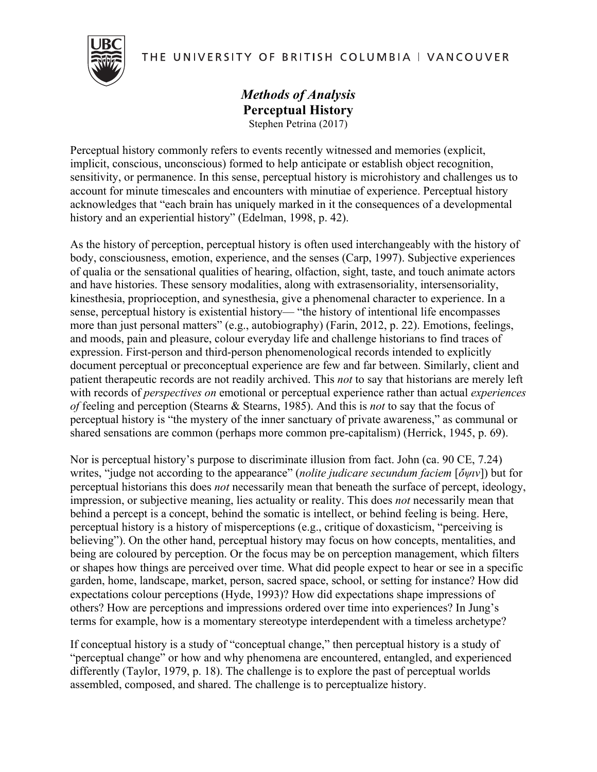THE UNIVERSITY OF BRITISH COLUMBIA | VANCOUVER

# *Methods of Analysis*
## Perceptual History

Stephen Petrina (2017)

Perceptual history commonly refers to events recently witnessed and memories (explicit, implicit, conscious, unconscious) formed to help anticipate or establish object recognition, sensitivity, or permanence. In this sense, perceptual history is microhistory and challenges us to account for minute timescales and encounters with minutiae of experience. Perceptual history acknowledges that "each brain has uniquely marked in it the consequences of a developmental history and an experiential history" (Edelman, 1998, p. 42).

As the history of perception, perceptual history is often used interchangeably with the history of body, consciousness, emotion, experience, and the senses (Carp, 1997). Subjective experiences of qualia or the sensational qualities of hearing, olfaction, sight, taste, and touch animate actors and have histories. These sensory modalities, along with extrasensoriality, intersensoriality, kinesthesia, proprioception, and synesthesia, give a phenomenal character to experience. In a sense, perceptual history is existential history— "the history of intentional life encompasses more than just personal matters" (e.g., autobiography) (Farin, 2012, p. 22). Emotions, feelings, and moods, pain and pleasure, colour everyday life and challenge historians to find traces of expression. First-person and third-person phenomenological records intended to explicitly document perceptual or preconceptual experience are few and far between. Similarly, client and patient therapeutic records are not readily archived. This *not* to say that historians are merely left with records of *perspectives on* emotional or perceptual experience rather than actual *experiences of* feeling and perception (Stearns & Stearns, 1985). And this is *not* to say that the focus of perceptual history is "the mystery of the inner sanctuary of private awareness," as communal or shared sensations are common (perhaps more common pre-capitalism) (Herrick, 1945, p. 69).

Nor is perceptual history's purpose to discriminate illusion from fact. John (ca. 90 CE, 7.24) writes, "judge not according to the appearance" (*nolite judicare secundum faciem* [*ὄψιν*]) but for perceptual historians this does *not* necessarily mean that beneath the surface of percept, ideology, impression, or subjective meaning, lies actuality or reality. This does *not* necessarily mean that behind a percept is a concept, behind the somatic is intellect, or behind feeling is being. Here, perceptual history is a history of misperceptions (e.g., critique of doxasticism, "perceiving is believing"). On the other hand, perceptual history may focus on how concepts, mentalities, and being are coloured by perception. Or the focus may be on perception management, which filters or shapes how things are perceived over time. What did people expect to hear or see in a specific garden, home, landscape, market, person, sacred space, school, or setting for instance? How did expectations colour perceptions (Hyde, 1993)? How did expectations shape impressions of others? How are perceptions and impressions ordered over time into experiences? In Jung's terms for example, how is a momentary stereotype interdependent with a timeless archetype?

If conceptual history is a study of "conceptual change," then perceptual history is a study of "perceptual change" or how and why phenomena are encountered, entangled, and experienced differently (Taylor, 1979, p. 18). The challenge is to explore the past of perceptual worlds assembled, composed, and shared. The challenge is to perceptualize history.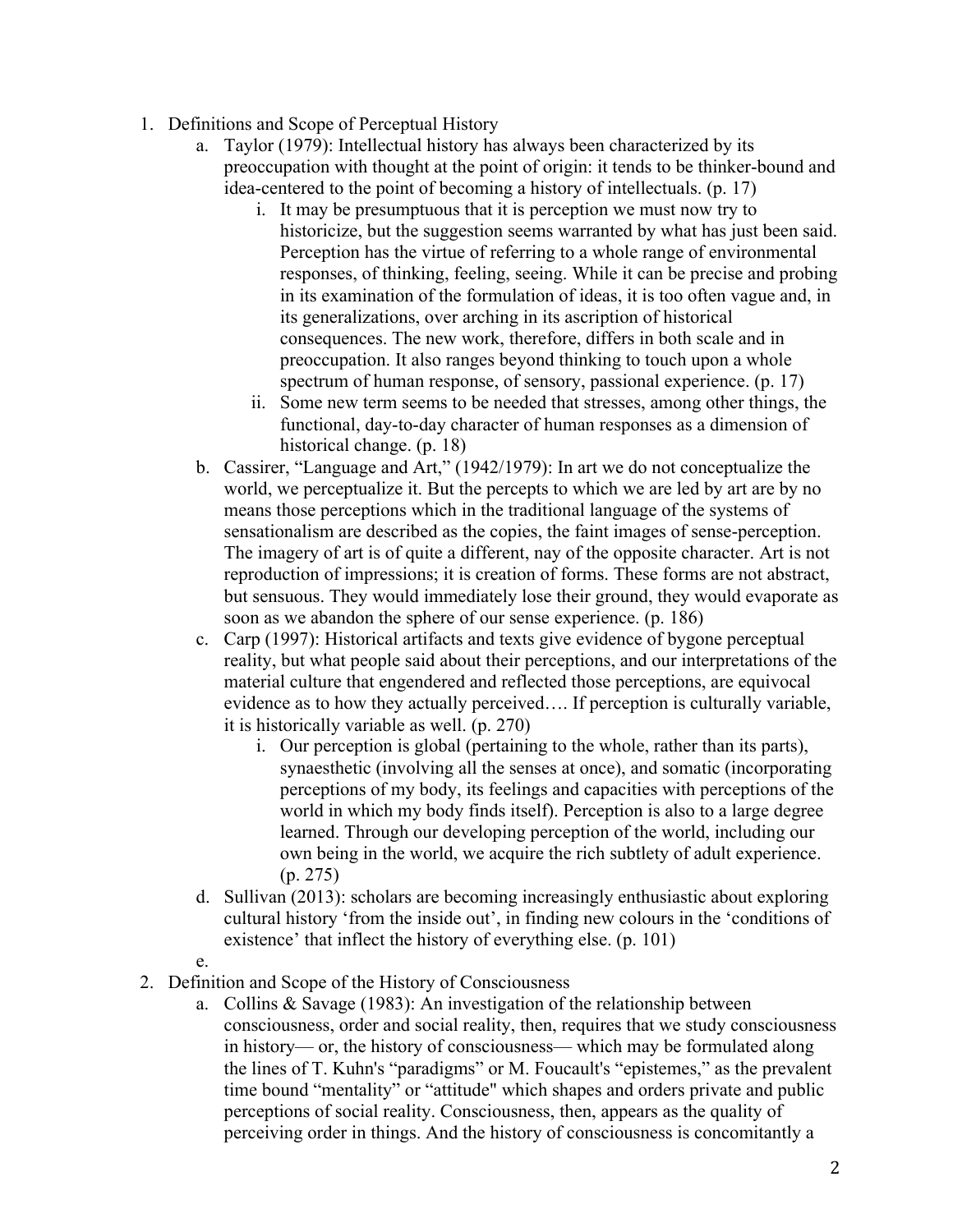1. Definitions and Scope of Perceptual History
    a. Taylor (1979): Intellectual history has always been characterized by its preoccupation with thought at the point of origin: it tends to be thinker-bound and idea-centered to the point of becoming a history of intellectuals. (p. 17)
        i. It may be presumptuous that it is perception we must now try to historicize, but the suggestion seems warranted by what has just been said. Perception has the virtue of referring to a whole range of environmental responses, of thinking, feeling, seeing. While it can be precise and probing in its examination of the formulation of ideas, it is too often vague and, in its generalizations, over arching in its ascription of historical consequences. The new work, therefore, differs in both scale and in preoccupation. It also ranges beyond thinking to touch upon a whole spectrum of human response, of sensory, passional experience. (p. 17)
        ii. Some new term seems to be needed that stresses, among other things, the functional, day-to-day character of human responses as a dimension of historical change. (p. 18)
    b. Cassirer, "Language and Art," (1942/1979): In art we do not conceptualize the world, we perceptualize it. But the percepts to which we are led by art are by no means those perceptions which in the traditional language of the systems of sensationalism are described as the copies, the faint images of sense-perception. The imagery of art is of quite a different, nay of the opposite character. Art is not reproduction of impressions; it is creation of forms. These forms are not abstract, but sensuous. They would immediately lose their ground, they would evaporate as soon as we abandon the sphere of our sense experience. (p. 186)
    c. Carp (1997): Historical artifacts and texts give evidence of bygone perceptual reality, but what people said about their perceptions, and our interpretations of the material culture that engendered and reflected those perceptions, are equivocal evidence as to how they actually perceived…. If perception is culturally variable, it is historically variable as well. (p. 270)
        i. Our perception is global (pertaining to the whole, rather than its parts), synaesthetic (involving all the senses at once), and somatic (incorporating perceptions of my body, its feelings and capacities with perceptions of the world in which my body finds itself). Perception is also to a large degree learned. Through our developing perception of the world, including our own being in the world, we acquire the rich subtlety of adult experience. (p. 275)
    d. Sullivan (2013): scholars are becoming increasingly enthusiastic about exploring cultural history 'from the inside out', in finding new colours in the 'conditions of existence' that inflect the history of everything else. (p. 101)
    e.
2. Definition and Scope of the History of Consciousness
    a. Collins & Savage (1983): An investigation of the relationship between consciousness, order and social reality, then, requires that we study consciousness in history— or, the history of consciousness— which may be formulated along the lines of T. Kuhn's "paradigms" or M. Foucault's "epistemes," as the prevalent time bound "mentality" or "attitude" which shapes and orders private and public perceptions of social reality. Consciousness, then, appears as the quality of perceiving order in things. And the history of consciousness is concomitantly a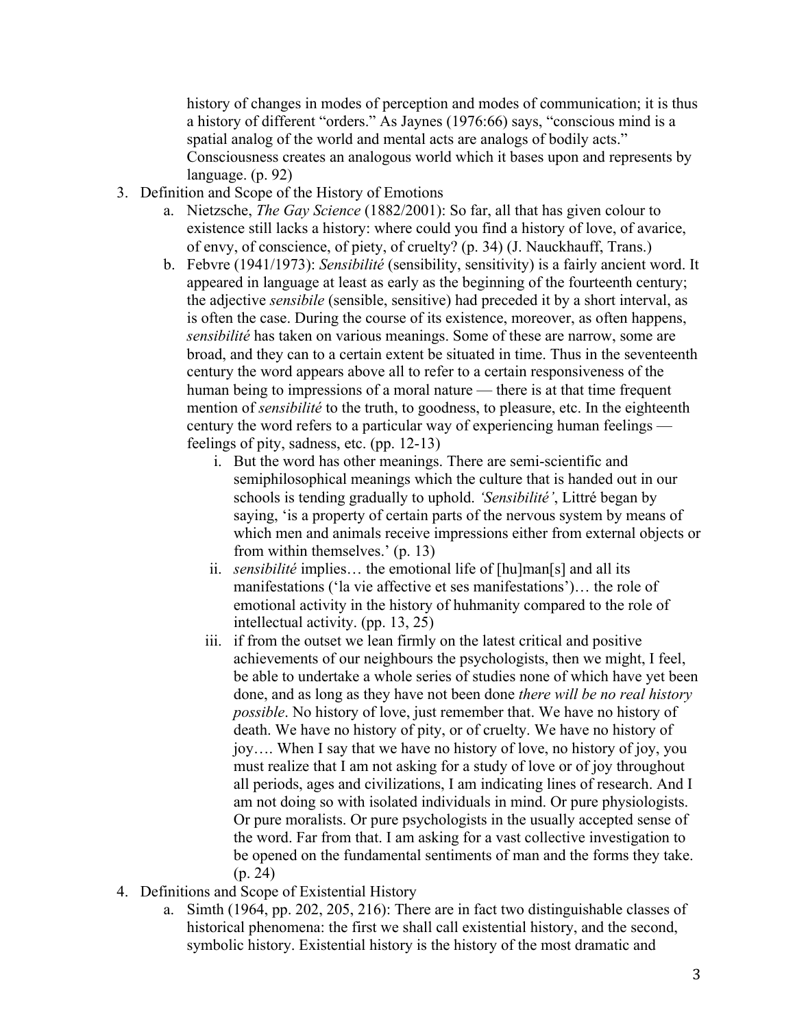history of changes in modes of perception and modes of communication; it is thus a history of different "orders." As Jaynes (1976:66) says, "conscious mind is a spatial analog of the world and mental acts are analogs of bodily acts." Consciousness creates an analogous world which it bases upon and represents by language. (p. 92)

3. Definition and Scope of the History of Emotions
   a. Nietzsche, *The Gay Science* (1882/2001): So far, all that has given colour to existence still lacks a history: where could you find a history of love, of avarice, of envy, of conscience, of piety, of cruelty? (p. 34) (J. Nauckhauff, Trans.)
   b. Febvre (1941/1973): *Sensibilité* (sensibility, sensitivity) is a fairly ancient word. It appeared in language at least as early as the beginning of the fourteenth century; the adjective *sensibile* (sensible, sensitive) had preceded it by a short interval, as is often the case. During the course of its existence, moreover, as often happens, *sensibilité* has taken on various meanings. Some of these are narrow, some are broad, and they can to a certain extent be situated in time. Thus in the seventeenth century the word appears above all to refer to a certain responsiveness of the human being to impressions of a moral nature — there is at that time frequent mention of *sensibilité* to the truth, to goodness, to pleasure, etc. In the eighteenth century the word refers to a particular way of experiencing human feelings — feelings of pity, sadness, etc. (pp. 12-13)
      i. But the word has other meanings. There are semi-scientific and semiphilosophical meanings which the culture that is handed out in our schools is tending gradually to uphold. *'Sensibilité'*, Littré began by saying, 'is a property of certain parts of the nervous system by means of which men and animals receive impressions either from external objects or from within themselves.' (p. 13)
      ii. *sensibilité* implies… the emotional life of [hu]man[s] and all its manifestations ('la vie affective et ses manifestations')… the role of emotional activity in the history of huhmanity compared to the role of intellectual activity. (pp. 13, 25)
      iii. if from the outset we lean firmly on the latest critical and positive achievements of our neighbours the psychologists, then we might, I feel, be able to undertake a whole series of studies none of which have yet been done, and as long as they have not been done *there will be no real history possible*. No history of love, just remember that. We have no history of death. We have no history of pity, or of cruelty. We have no history of joy…. When I say that we have no history of love, no history of joy, you must realize that I am not asking for a study of love or of joy throughout all periods, ages and civilizations, I am indicating lines of research. And I am not doing so with isolated individuals in mind. Or pure physiologists. Or pure moralists. Or pure psychologists in the usually accepted sense of the word. Far from that. I am asking for a vast collective investigation to be opened on the fundamental sentiments of man and the forms they take. (p. 24)
4. Definitions and Scope of Existential History
   a. Simth (1964, pp. 202, 205, 216): There are in fact two distinguishable classes of historical phenomena: the first we shall call existential history, and the second, symbolic history. Existential history is the history of the most dramatic and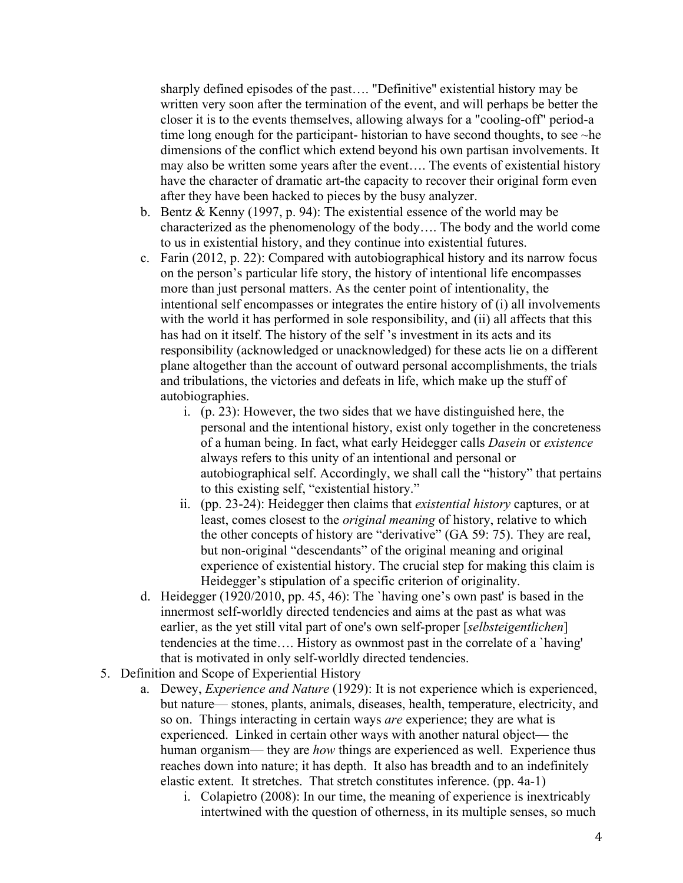sharply defined episodes of the past…. "Definitive" existential history may be written very soon after the termination of the event, and will perhaps be better the closer it is to the events themselves, allowing always for a "cooling-off" period-a time long enough for the participant- historian to have second thoughts, to see ~he dimensions of the conflict which extend beyond his own partisan involvements. It may also be written some years after the event…. The events of existential history have the character of dramatic art-the capacity to recover their original form even after they have been hacked to pieces by the busy analyzer.

b. Bentz & Kenny (1997, p. 94): The existential essence of the world may be characterized as the phenomenology of the body…. The body and the world come to us in existential history, and they continue into existential futures.

c. Farin (2012, p. 22): Compared with autobiographical history and its narrow focus on the person's particular life story, the history of intentional life encompasses more than just personal matters. As the center point of intentionality, the intentional self encompasses or integrates the entire history of (i) all involvements with the world it has performed in sole responsibility, and (ii) all affects that this has had on it itself. The history of the self 's investment in its acts and its responsibility (acknowledged or unacknowledged) for these acts lie on a different plane altogether than the account of outward personal accomplishments, the trials and tribulations, the victories and defeats in life, which make up the stuff of autobiographies.
   i. (p. 23): However, the two sides that we have distinguished here, the personal and the intentional history, exist only together in the concreteness of a human being. In fact, what early Heidegger calls *Dasein* or *existence* always refers to this unity of an intentional and personal or autobiographical self. Accordingly, we shall call the "history" that pertains to this existing self, "existential history."
   ii. (pp. 23-24): Heidegger then claims that *existential history* captures, or at least, comes closest to the *original meaning* of history, relative to which the other concepts of history are "derivative" (GA 59: 75). They are real, but non-original "descendants" of the original meaning and original experience of existential history. The crucial step for making this claim is Heidegger's stipulation of a specific criterion of originality.

d. Heidegger (1920/2010, pp. 45, 46): The `having one's own past' is based in the innermost self-worldly directed tendencies and aims at the past as what was earlier, as the yet still vital part of one's own self-proper [*selbsteigentlichen*] tendencies at the time…. History as ownmost past in the correlate of a `having' that is motivated in only self-worldly directed tendencies.

5. Definition and Scope of Experiential History
   a. Dewey, *Experience and Nature* (1929): It is not experience which is experienced, but nature— stones, plants, animals, diseases, health, temperature, electricity, and so on. Things interacting in certain ways *are* experience; they are what is experienced. Linked in certain other ways with another natural object— the human organism— they are *how* things are experienced as well. Experience thus reaches down into nature; it has depth. It also has breadth and to an indefinitely elastic extent. It stretches. That stretch constitutes inference. (pp. 4a-1)
      i. Colapietro (2008): In our time, the meaning of experience is inextricably intertwined with the question of otherness, in its multiple senses, so much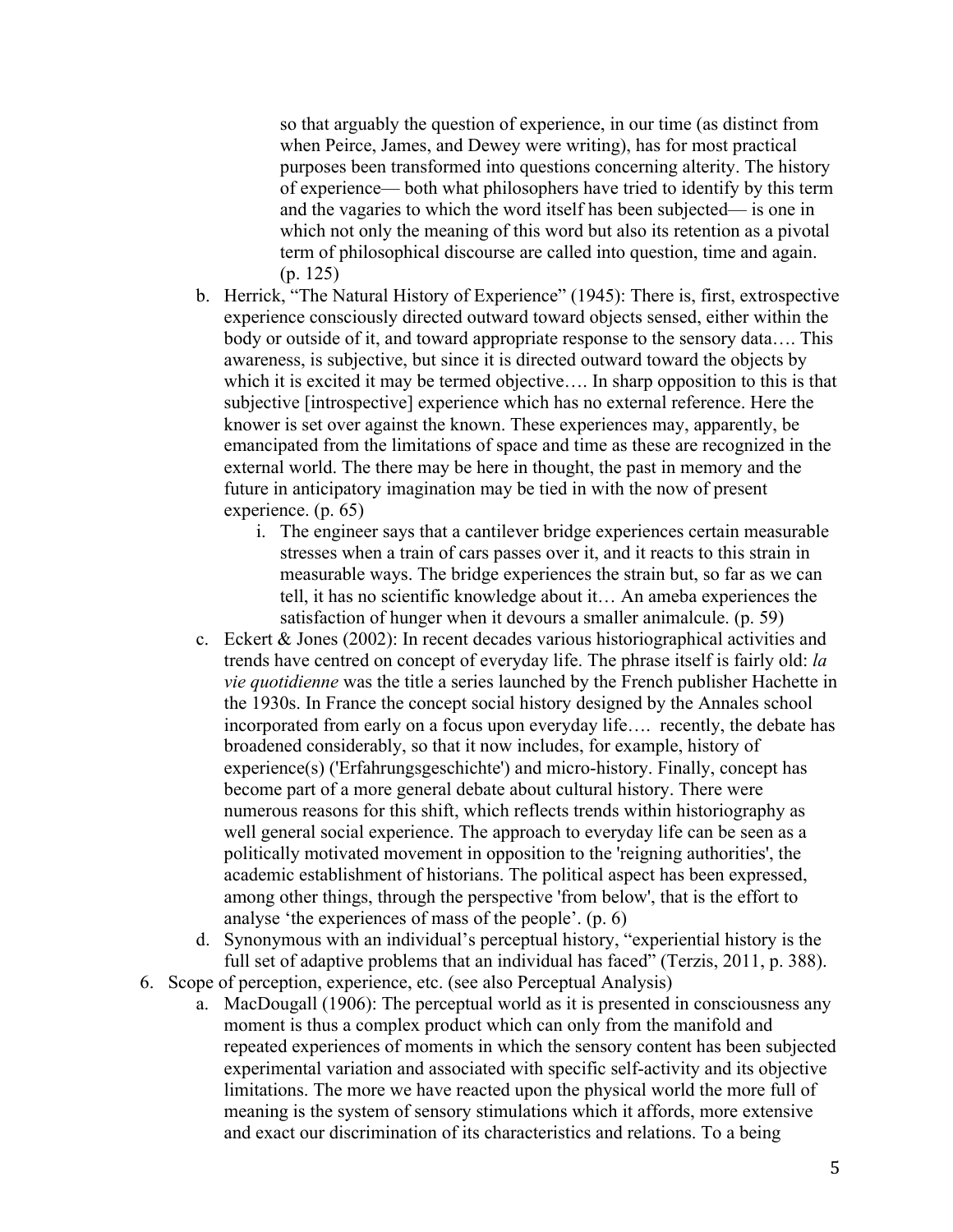so that arguably the question of experience, in our time (as distinct from when Peirce, James, and Dewey were writing), has for most practical purposes been transformed into questions concerning alterity. The history of experience— both what philosophers have tried to identify by this term and the vagaries to which the word itself has been subjected— is one in which not only the meaning of this word but also its retention as a pivotal term of philosophical discourse are called into question, time and again. (p. 125)

   b. Herrick, "The Natural History of Experience" (1945): There is, first, extrospective experience consciously directed outward toward objects sensed, either within the body or outside of it, and toward appropriate response to the sensory data…. This awareness, is subjective, but since it is directed outward toward the objects by which it is excited it may be termed objective…. In sharp opposition to this is that subjective [introspective] experience which has no external reference. Here the knower is set over against the known. These experiences may, apparently, be emancipated from the limitations of space and time as these are recognized in the external world. The there may be here in thought, the past in memory and the future in anticipatory imagination may be tied in with the now of present experience. (p. 65)

      i. The engineer says that a cantilever bridge experiences certain measurable stresses when a train of cars passes over it, and it reacts to this strain in measurable ways. The bridge experiences the strain but, so far as we can tell, it has no scientific knowledge about it… An ameba experiences the satisfaction of hunger when it devours a smaller animalcule. (p. 59)

   c. Eckert & Jones (2002): In recent decades various historiographical activities and trends have centred on concept of everyday life. The phrase itself is fairly old: *la vie quotidienne* was the title a series launched by the French publisher Hachette in the 1930s. In France the concept social history designed by the Annales school incorporated from early on a focus upon everyday life…. recently, the debate has broadened considerably, so that it now includes, for example, history of experience(s) ('Erfahrungsgeschichte') and micro-history. Finally, concept has become part of a more general debate about cultural history. There were numerous reasons for this shift, which reflects trends within historiography as well general social experience. The approach to everyday life can be seen as a politically motivated movement in opposition to the 'reigning authorities', the academic establishment of historians. The political aspect has been expressed, among other things, through the perspective 'from below', that is the effort to analyse 'the experiences of mass of the people'. (p. 6)

   d. Synonymous with an individual's perceptual history, "experiential history is the full set of adaptive problems that an individual has faced" (Terzis, 2011, p. 388).

6. Scope of perception, experience, etc. (see also Perceptual Analysis)

   a. MacDougall (1906): The perceptual world as it is presented in consciousness any moment is thus a complex product which can only from the manifold and repeated experiences of moments in which the sensory content has been subjected experimental variation and associated with specific self-activity and its objective limitations. The more we have reacted upon the physical world the more full of meaning is the system of sensory stimulations which it affords, more extensive and exact our discrimination of its characteristics and relations. To a being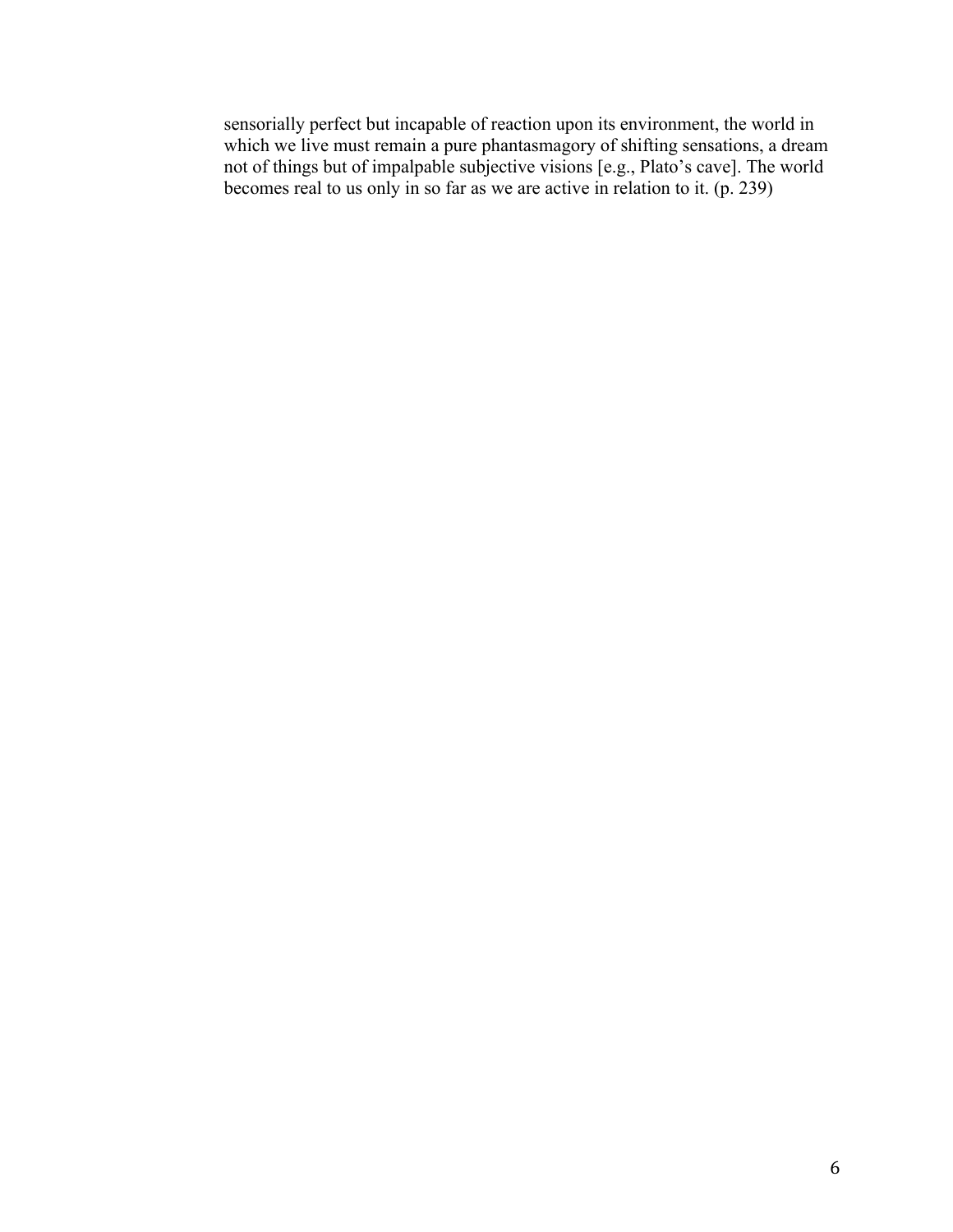sensorially perfect but incapable of reaction upon its environment, the world in which we live must remain a pure phantasmagory of shifting sensations, a dream not of things but of impalpable subjective visions [e.g., Plato's cave]. The world becomes real to us only in so far as we are active in relation to it. (p. 239)